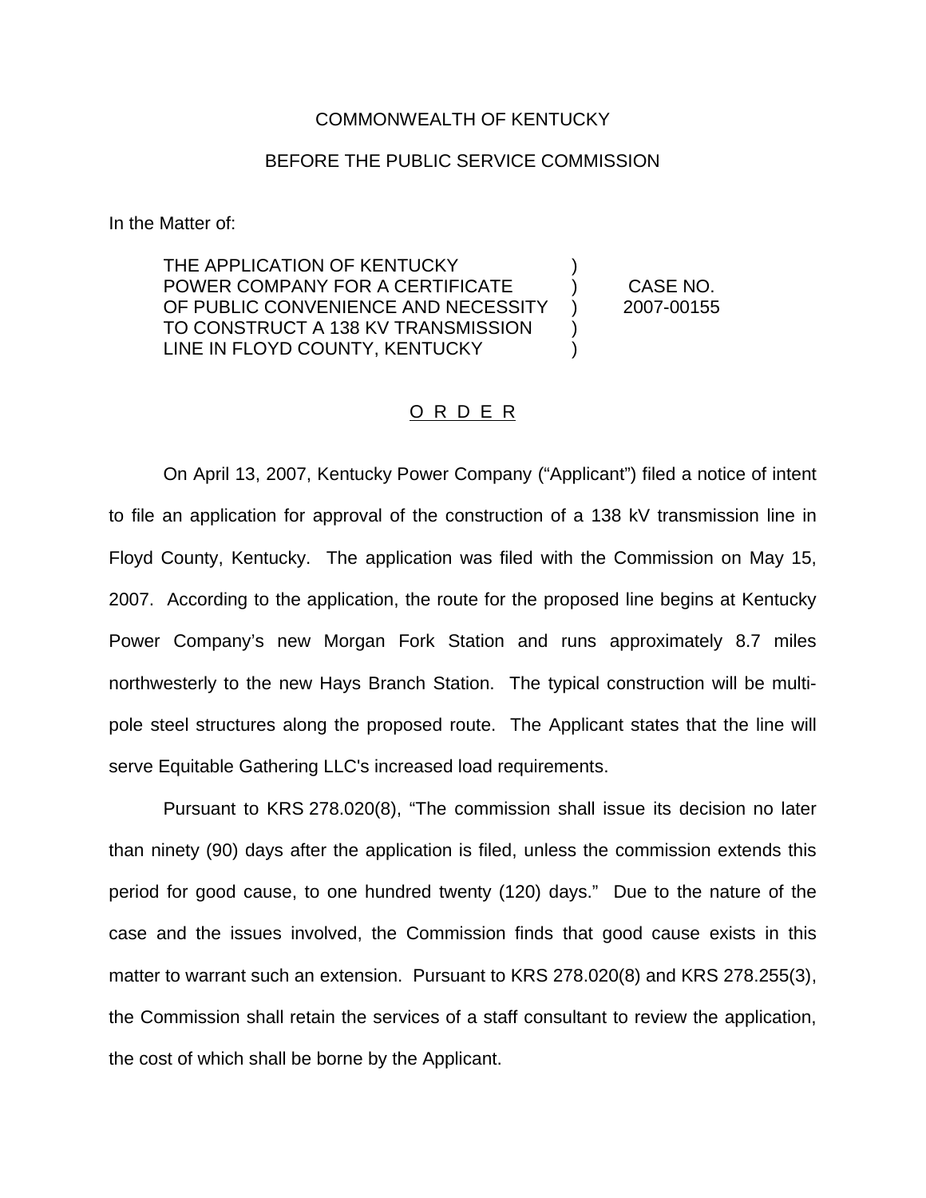COMMONWEALTH OF KENTUCKY

BEFORE THE PUBLIC SERVICE COMMISSION

In the Matter of:

| | | |
|---|---|---|
| THE APPLICATION OF KENTUCKY POWER COMPANY FOR A CERTIFICATE OF PUBLIC CONVENIENCE AND NECESSITY TO CONSTRUCT A 138 KV TRANSMISSION LINE IN FLOYD COUNTY, KENTUCKY | ) | CASE NO. 2007-00155 |

O R D E R

On April 13, 2007, Kentucky Power Company ("Applicant") filed a notice of intent to file an application for approval of the construction of a 138 kV transmission line in Floyd County, Kentucky. The application was filed with the Commission on May 15, 2007. According to the application, the route for the proposed line begins at Kentucky Power Company's new Morgan Fork Station and runs approximately 8.7 miles northwesterly to the new Hays Branch Station. The typical construction will be multi-pole steel structures along the proposed route. The Applicant states that the line will serve Equitable Gathering LLC's increased load requirements.

Pursuant to KRS 278.020(8), "The commission shall issue its decision no later than ninety (90) days after the application is filed, unless the commission extends this period for good cause, to one hundred twenty (120) days." Due to the nature of the case and the issues involved, the Commission finds that good cause exists in this matter to warrant such an extension. Pursuant to KRS 278.020(8) and KRS 278.255(3), the Commission shall retain the services of a staff consultant to review the application, the cost of which shall be borne by the Applicant.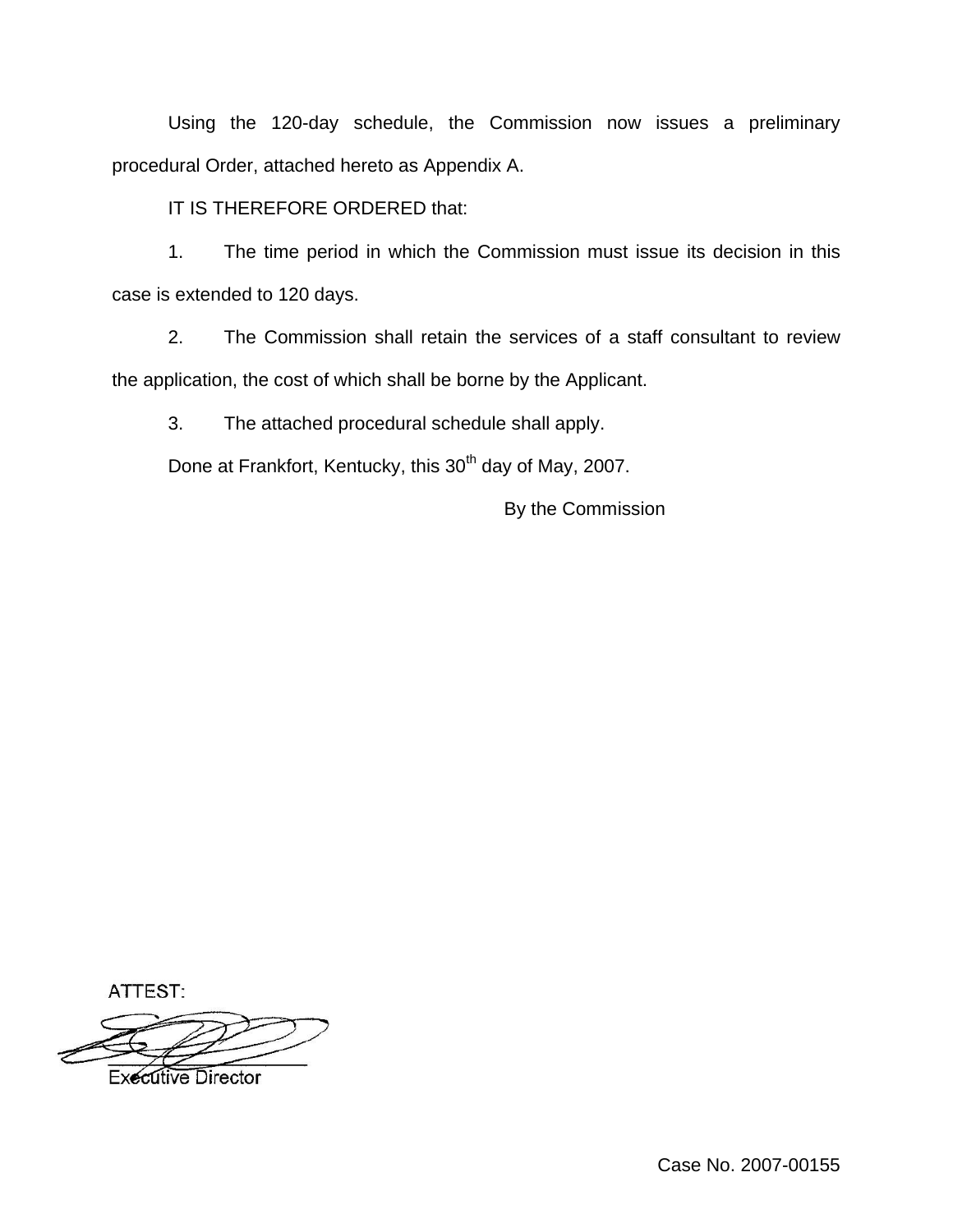Using the 120-day schedule, the Commission now issues a preliminary procedural Order, attached hereto as Appendix A.

IT IS THEREFORE ORDERED that:

1. The time period in which the Commission must issue its decision in this case is extended to 120 days.

2. The Commission shall retain the services of a staff consultant to review the application, the cost of which shall be borne by the Applicant.

3. The attached procedural schedule shall apply.

Done at Frankfort, Kentucky, this 30th day of May, 2007.

By the Commission

ATTEST:

Executive Director

Case No. 2007-00155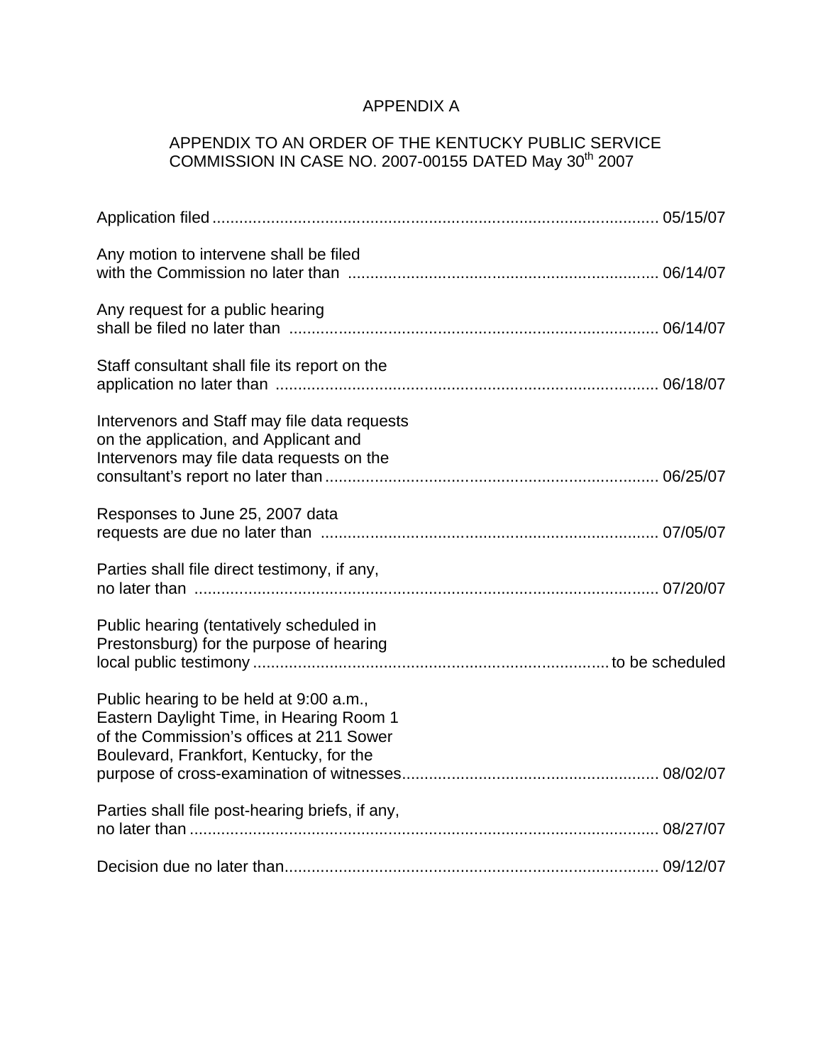APPENDIX A

APPENDIX TO AN ORDER OF THE KENTUCKY PUBLIC SERVICE COMMISSION IN CASE NO. 2007-00155 DATED May 30th 2007

| | |
|---|---|
| Application filed | 05/15/07 |
| Any motion to intervene shall be filed with the Commission no later than | 06/14/07 |
| Any request for a public hearing shall be filed no later than | 06/14/07 |
| Staff consultant shall file its report on the application no later than | 06/18/07 |
| Intervenors and Staff may file data requests on the application, and Applicant and Intervenors may file data requests on the consultant's report no later than | 06/25/07 |
| Responses to June 25, 2007 data requests are due no later than | 07/05/07 |
| Parties shall file direct testimony, if any, no later than | 07/20/07 |
| Public hearing (tentatively scheduled in Prestonsburg) for the purpose of hearing local public testimony | to be scheduled |
| Public hearing to be held at 9:00 a.m., Eastern Daylight Time, in Hearing Room 1 of the Commission's offices at 211 Sower Boulevard, Frankfort, Kentucky, for the purpose of cross-examination of witnesses | 08/02/07 |
| Parties shall file post-hearing briefs, if any, no later than | 08/27/07 |
| Decision due no later than | 09/12/07 |